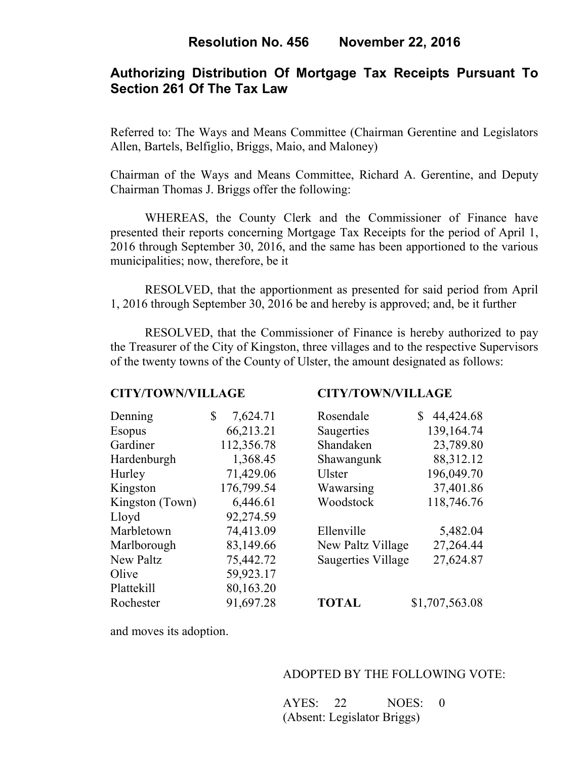# Resolution No. 456 November 22, 2016

## Authorizing Distribution Of Mortgage Tax Receipts Pursuant To Section 261 Of The Tax Law

Referred to: The Ways and Means Committee (Chairman Gerentine and Legislators Allen, Bartels, Belfiglio, Briggs, Maio, and Maloney)

Chairman of the Ways and Means Committee, Richard A. Gerentine, and Deputy Chairman Thomas J. Briggs offer the following:

WHEREAS, the County Clerk and the Commissioner of Finance have presented their reports concerning Mortgage Tax Receipts for the period of April 1, 2016 through September 30, 2016, and the same has been apportioned to the various municipalities; now, therefore, be it

RESOLVED, that the apportionment as presented for said period from April 1, 2016 through September 30, 2016 be and hereby is approved; and, be it further

RESOLVED, that the Commissioner of Finance is hereby authorized to pay the Treasurer of the City of Kingston, three villages and to the respective Supervisors of the twenty towns of the County of Ulster, the amount designated as follows:

| CITY/TOWN/VILLAGE | | CITY/TOWN/VILLAGE | |
|---|---|---|---|
| Denning | $ 7,624.71 | Rosendale | $ 44,424.68 |
| Esopus | 66,213.21 | Saugerties | 139,164.74 |
| Gardiner | 112,356.78 | Shandaken | 23,789.80 |
| Hardenburgh | 1,368.45 | Shawangunk | 88,312.12 |
| Hurley | 71,429.06 | Ulster | 196,049.70 |
| Kingston | 176,799.54 | Wawarsing | 37,401.86 |
| Kingston (Town) | 6,446.61 | Woodstock | 118,746.76 |
| Lloyd | 92,274.59 | | |
| Marbletown | 74,413.09 | Ellenville | 5,482.04 |
| Marlborough | 83,149.66 | New Paltz Village | 27,264.44 |
| New Paltz | 75,442.72 | Saugerties Village | 27,624.87 |
| Olive | 59,923.17 | | |
| Plattekill | 80,163.20 | | |
| Rochester | 91,697.28 | **TOTAL** | $1,707,563.08 |

and moves its adoption.

ADOPTED BY THE FOLLOWING VOTE:

AYES: 22 NOES: 0
(Absent: Legislator Briggs)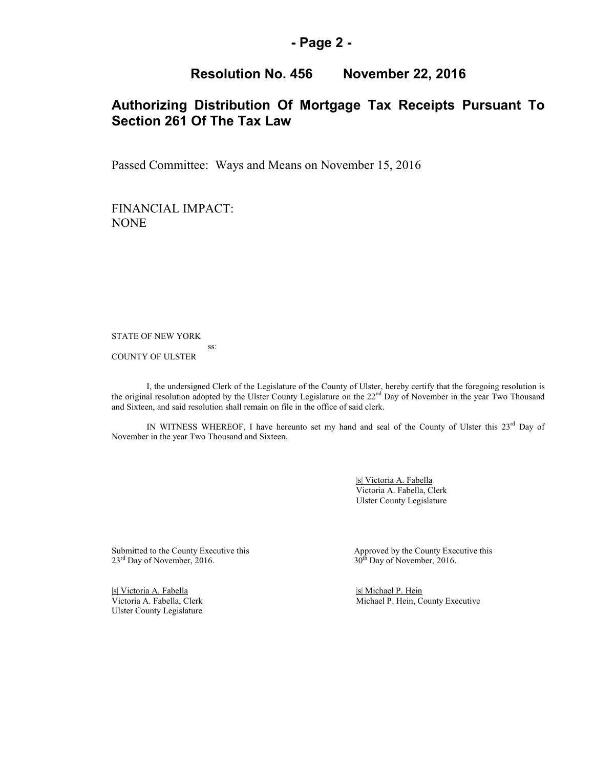## Resolution No. 456 November 22, 2016

## Authorizing Distribution Of Mortgage Tax Receipts Pursuant To Section 261 Of The Tax Law

Passed Committee: Ways and Means on November 15, 2016

FINANCIAL IMPACT:
NONE

STATE OF NEW YORK
ss:
COUNTY OF ULSTER

I, the undersigned Clerk of the Legislature of the County of Ulster, hereby certify that the foregoing resolution is the original resolution adopted by the Ulster County Legislature on the 22nd Day of November in the year Two Thousand and Sixteen, and said resolution shall remain on file in the office of said clerk.

IN WITNESS WHEREOF, I have hereunto set my hand and seal of the County of Ulster this 23rd Day of November in the year Two Thousand and Sixteen.

|s| Victoria A. Fabella
Victoria A. Fabella, Clerk
Ulster County Legislature

Submitted to the County Executive this
23rd Day of November, 2016.

|s| Victoria A. Fabella
Victoria A. Fabella, Clerk
Ulster County Legislature

Approved by the County Executive this
30th Day of November, 2016.

|s| Michael P. Hein
Michael P. Hein, County Executive